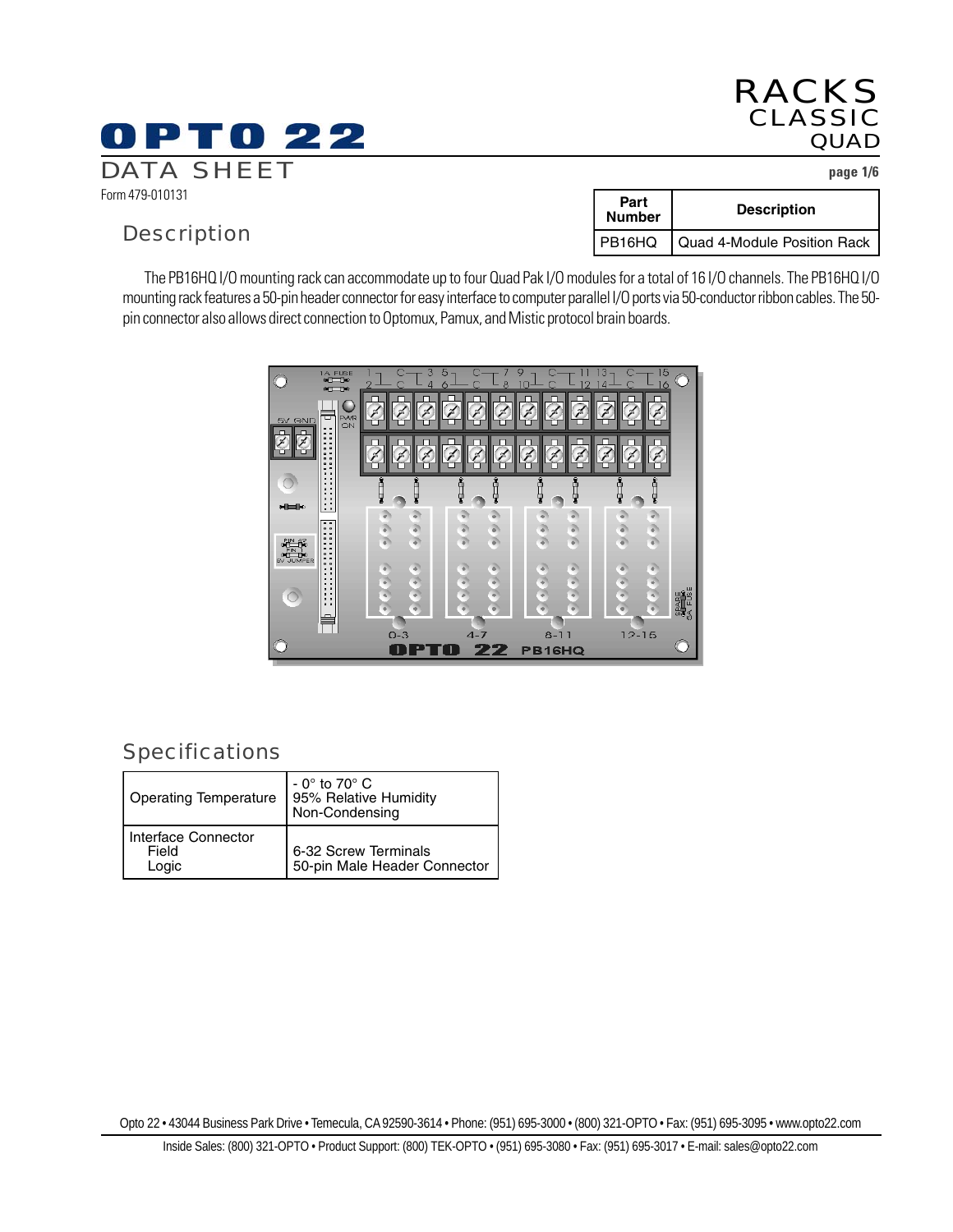# OPTO 22

DATA SHEET

Form 479-010131

RACKS
CLASSIC
QUAD

## Description

| Part Number | Description |
|---|---|
| PB16HQ | Quad 4-Module Position Rack |

The PB16HQ I/O mounting rack can accommodate up to four Quad Pak I/O modules for a total of 16 I/O channels. The PB16HQ I/O mounting rack features a 50-pin header connector for easy interface to computer parallel I/O ports via 50-conductor ribbon cables. The 50-pin connector also allows direct connection to Optomux, Pamux, and Mistic protocol brain boards.

## Specifications

| | |
|---|---|
| Operating Temperature | - 0° to 70° C<br>95% Relative Humidity<br>Non-Condensing |
| Interface Connector<br>Field<br>Logic | <br>6-32 Screw Terminals<br>50-pin Male Header Connector |

Opto 22 • 43044 Business Park Drive • Temecula, CA 92590-3614 • Phone: (951) 695-3000 • (800) 321-OPTO • Fax: (951) 695-3095 • www.opto22.com

Inside Sales: (800) 321-OPTO • Product Support: (800) TEK-OPTO • (951) 695-3080 • Fax: (951) 695-3017 • E-mail: sales@opto22.com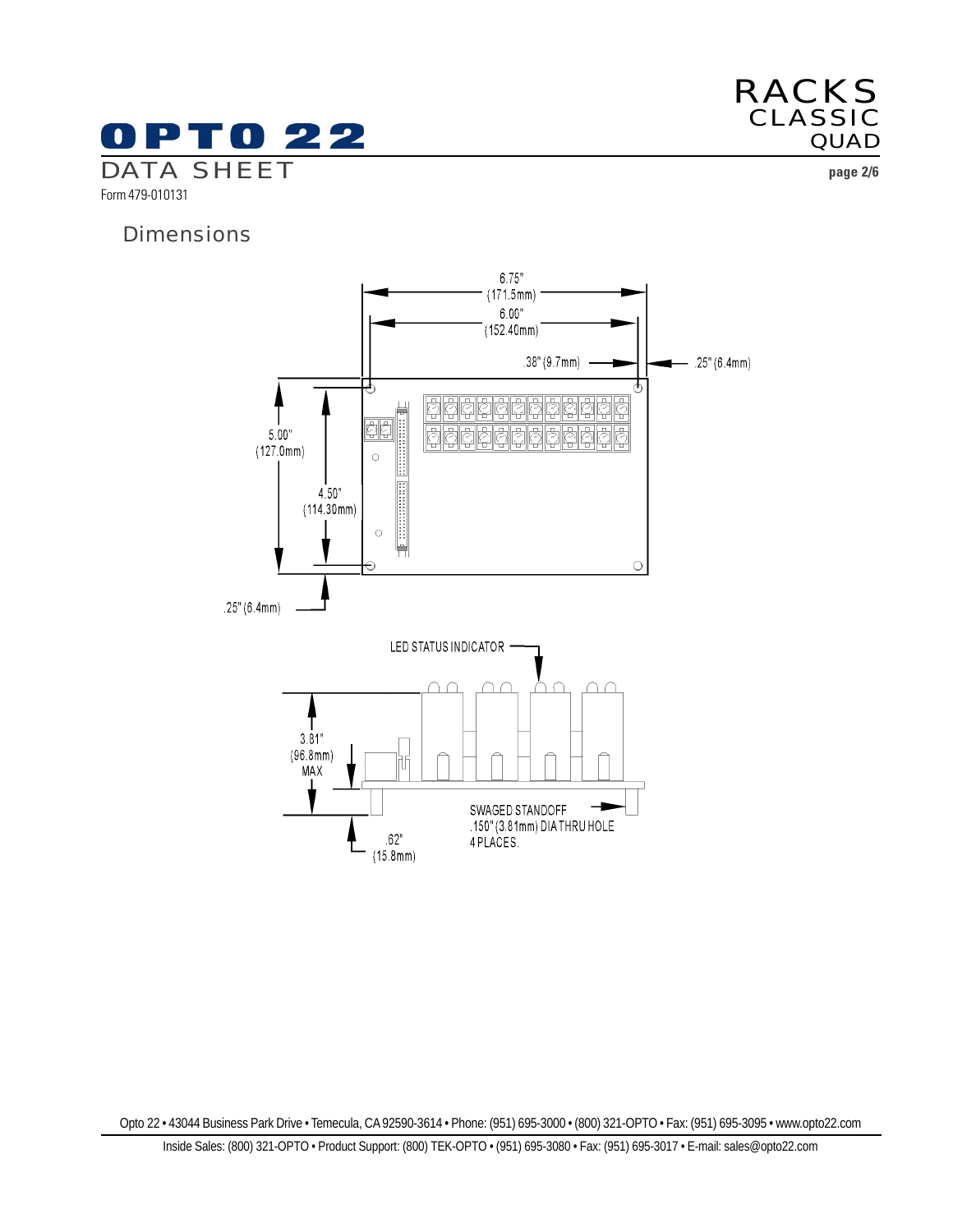## Dimensions

6.75" (171.5mm)

6.00" (152.40mm)

.38" (9.7mm)

.25" (6.4mm)

5.00" (127.0mm)

4.50" (114.30mm)

.25" (6.4mm)

LED STATUS INDICATOR

3.81" (96.8mm) MAX

SWAGED STANDOFF .150" (3.81mm) DIA THRU HOLE 4 PLACES.

.62" (15.8mm)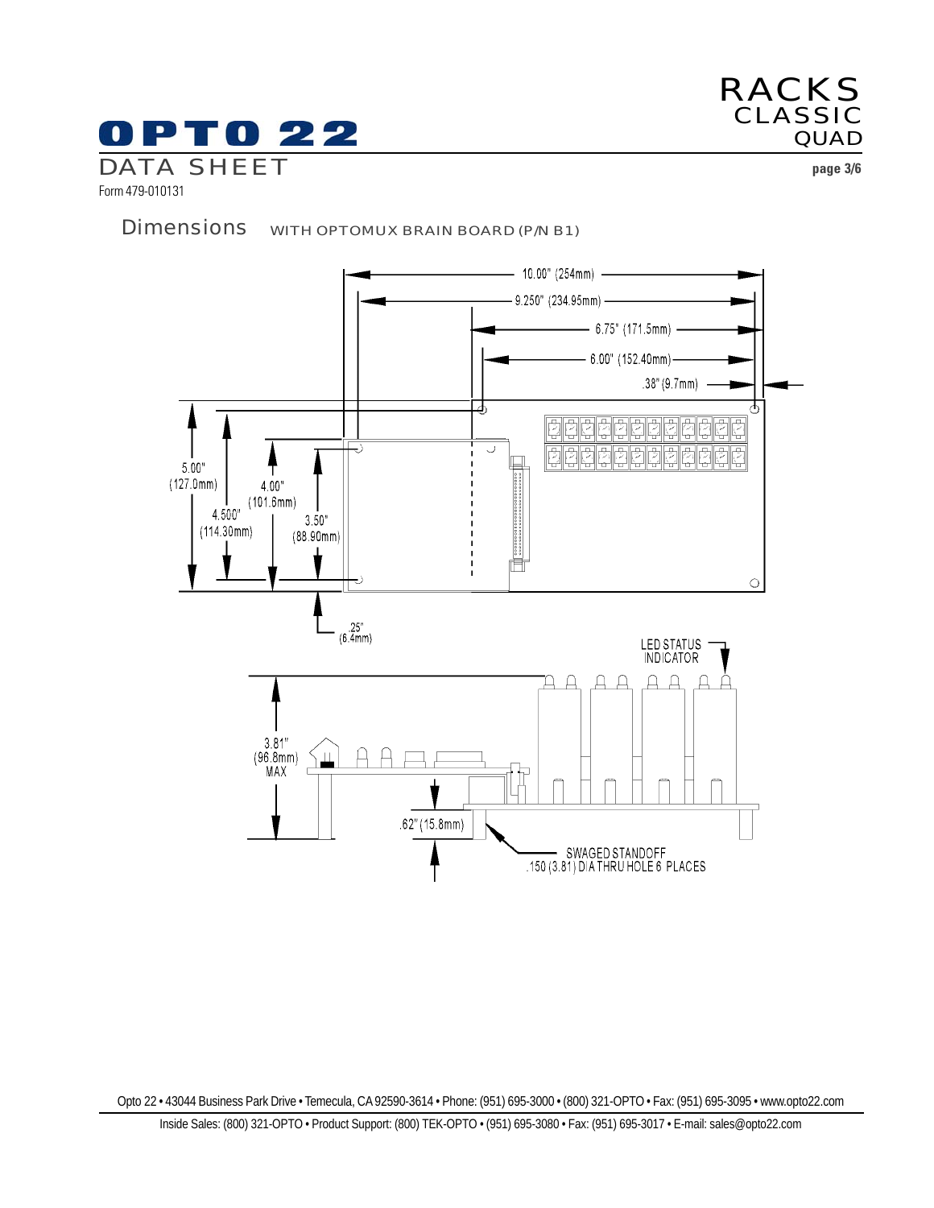## Dimensions WITH OPTOMUX BRAIN BOARD (P/N B1)

10.00" (254mm)

9.250" (234.95mm)

6.75" (171.5mm)

6.00" (152.40mm)

.38" (9.7mm)

5.00" (127.0mm)

4.500" (114.30mm)

4.00" (101.6mm)

3.50" (88.90mm)

.25" (6.4mm)

LED STATUS INDICATOR

3.81" (96.8mm) MAX

.62" (15.8mm)

SWAGED STANDOFF
.150 (3.81) DIA THRU HOLE 6 PLACES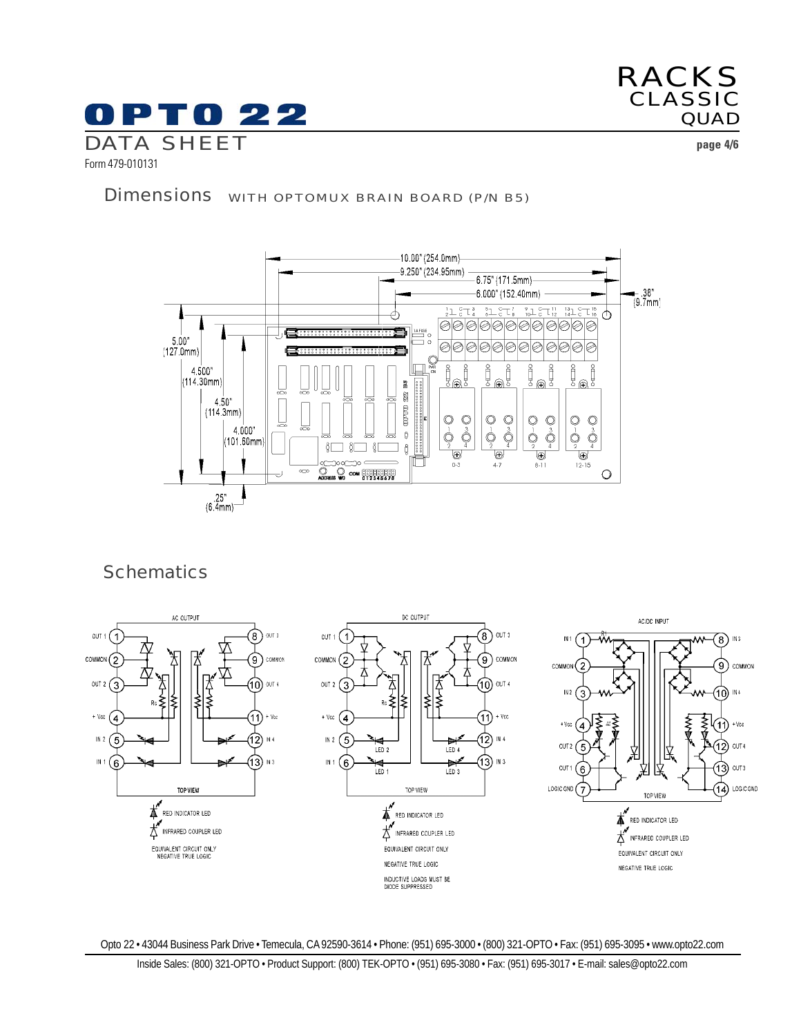## Dimensions WITH OPTOMUX BRAIN BOARD (P/N B5)

## Schematics

AC OUTPUT

TOP VIEW

RED INDICATOR LED

INFRARED COUPLER LED

EQUIVALENT CIRCUIT ONLY
NEGATIVE TRUE LOGIC

DC OUTPUT

TOP VIEW

RED INDICATOR LED

INFRARED COUPLER LED

EQUIVALENT CIRCUIT ONLY

NEGATIVE TRUE LOGIC

INDUCTIVE LOADS MUST BE
DIODE SUPPRESSED

AC/DC INPUT

TOP VIEW

RED INDICATOR LED

INFRARED COUPLER LED

EQUIVALENT CIRCUIT ONLY

NEGATIVE TRUE LOGIC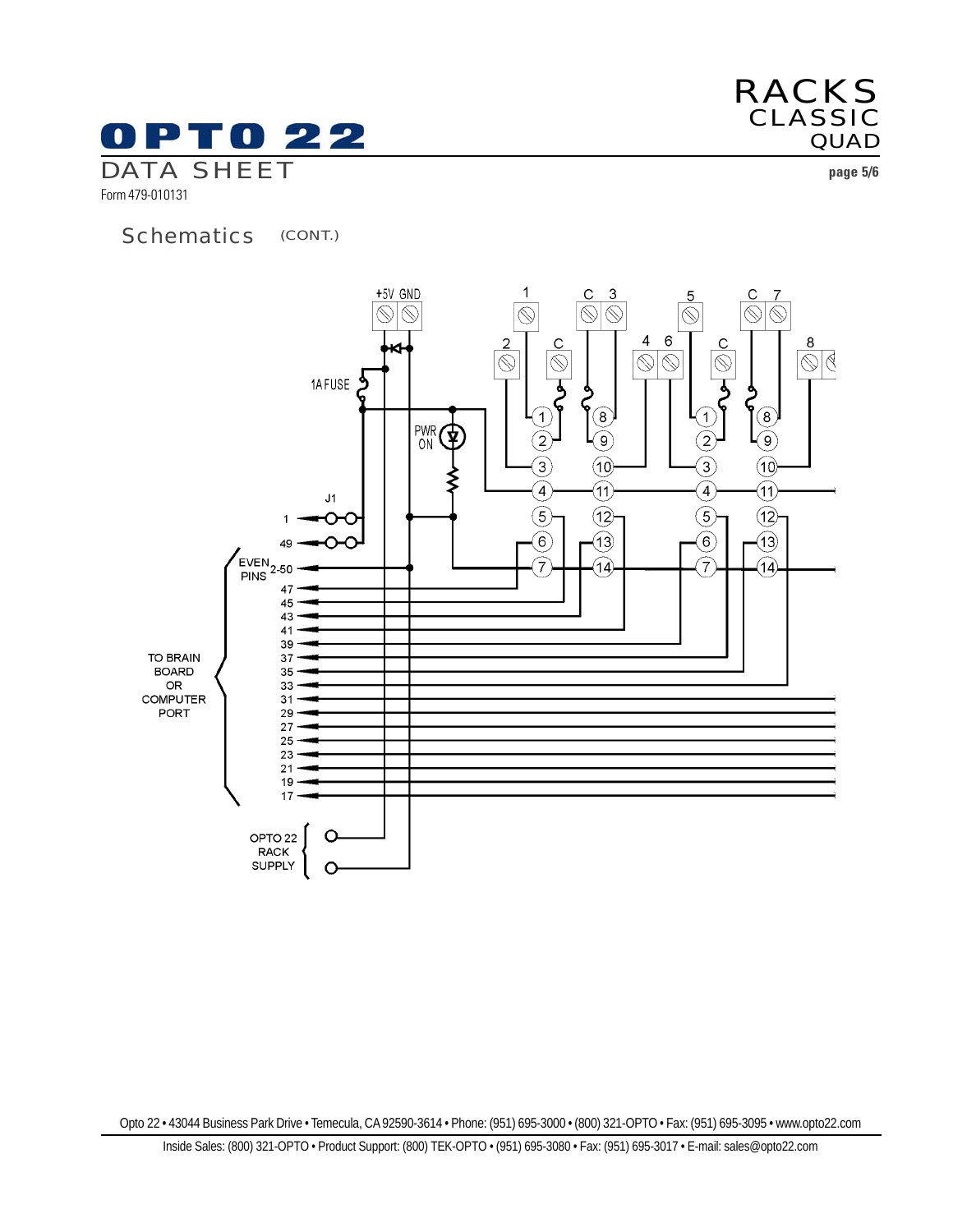## Schematics (CONT.)

+5V GND

1A FUSE

PWR ON

J1

TO BRAIN BOARD OR COMPUTER PORT

EVEN PINS 2-50

OPTO 22 RACK SUPPLY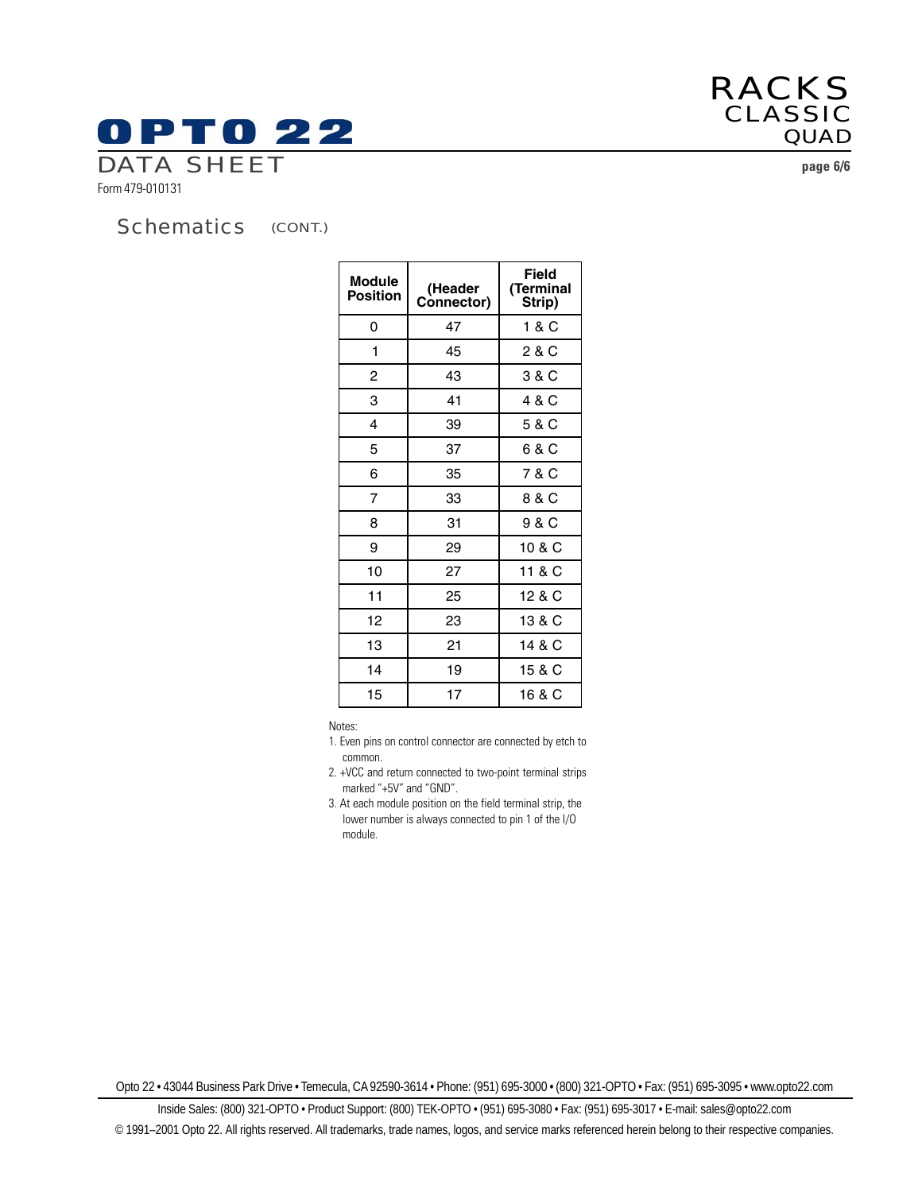## Schematics (CONT.)

| Module Position | (Header Connector) | Field (Terminal Strip) |
|---|---|---|
| 0 | 47 | 1 & C |
| 1 | 45 | 2 & C |
| 2 | 43 | 3 & C |
| 3 | 41 | 4 & C |
| 4 | 39 | 5 & C |
| 5 | 37 | 6 & C |
| 6 | 35 | 7 & C |
| 7 | 33 | 8 & C |
| 8 | 31 | 9 & C |
| 9 | 29 | 10 & C |
| 10 | 27 | 11 & C |
| 11 | 25 | 12 & C |
| 12 | 23 | 13 & C |
| 13 | 21 | 14 & C |
| 14 | 19 | 15 & C |
| 15 | 17 | 16 & C |

Notes:

1. Even pins on control connector are connected by etch to common.
2. +VCC and return connected to two-point terminal strips marked "+5V" and "GND".
3. At each module position on the field terminal strip, the lower number is always connected to pin 1 of the I/O module.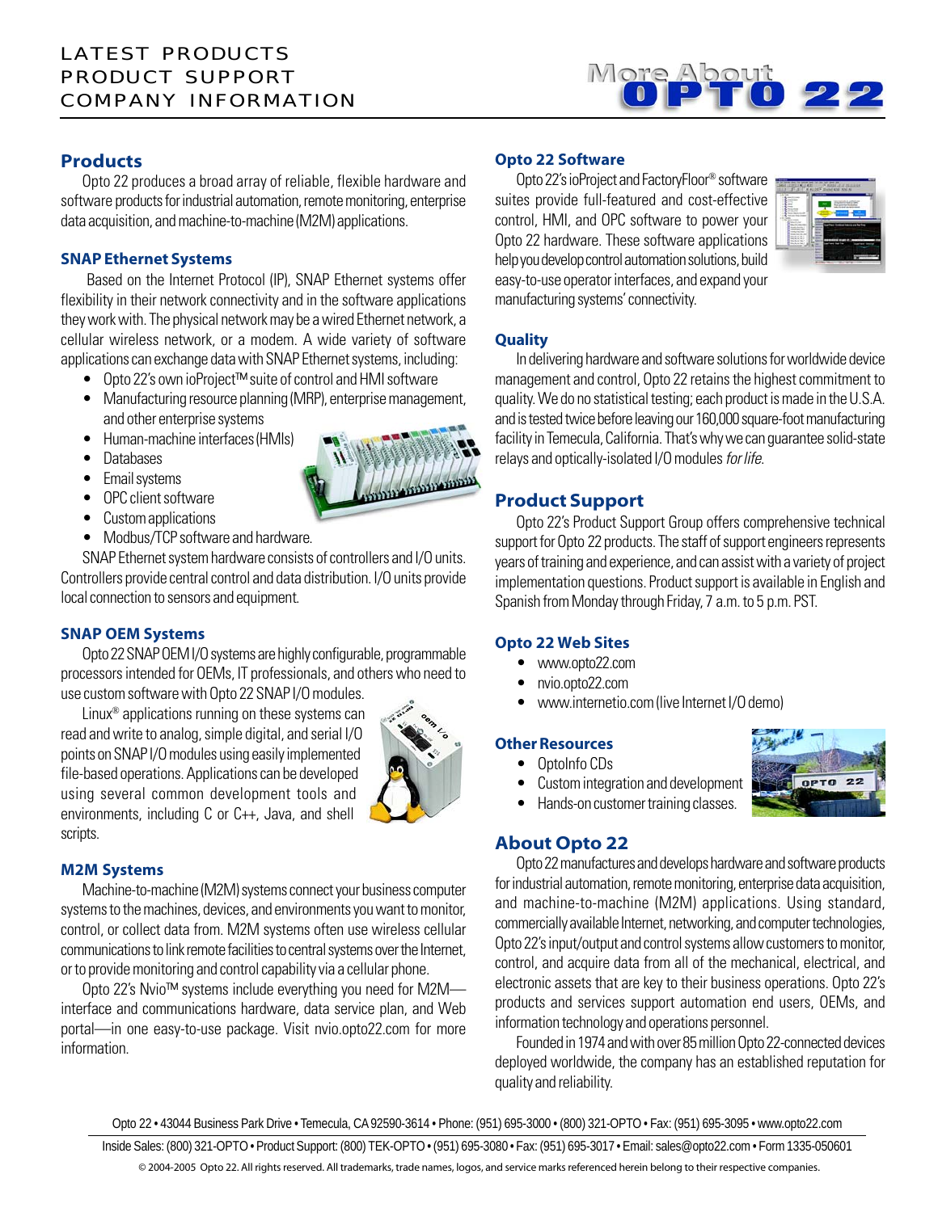LATEST PRODUCTS
PRODUCT SUPPORT
COMPANY INFORMATION

More About OPTO 22

## Products

Opto 22 produces a broad array of reliable, flexible hardware and software products for industrial automation, remote monitoring, enterprise data acquisition, and machine-to-machine (M2M) applications.

### SNAP Ethernet Systems

Based on the Internet Protocol (IP), SNAP Ethernet systems offer flexibility in their network connectivity and in the software applications they work with. The physical network may be a wired Ethernet network, a cellular wireless network, or a modem. A wide variety of software applications can exchange data with SNAP Ethernet systems, including:

- Opto 22's own ioProject™ suite of control and HMI software
- Manufacturing resource planning (MRP), enterprise management, and other enterprise systems
- Human-machine interfaces (HMIs)
- Databases
- Email systems
- OPC client software
- Custom applications
- Modbus/TCP software and hardware.

SNAP Ethernet system hardware consists of controllers and I/O units. Controllers provide central control and data distribution. I/O units provide local connection to sensors and equipment.

### SNAP OEM Systems

Opto 22 SNAP OEM I/O systems are highly configurable, programmable processors intended for OEMs, IT professionals, and others who need to use custom software with Opto 22 SNAP I/O modules.

Linux® applications running on these systems can read and write to analog, simple digital, and serial I/O points on SNAP I/O modules using easily implemented file-based operations. Applications can be developed using several common development tools and environments, including C or C++, Java, and shell scripts.

### M2M Systems

Machine-to-machine (M2M) systems connect your business computer systems to the machines, devices, and environments you want to monitor, control, or collect data from. M2M systems often use wireless cellular communications to link remote facilities to central systems over the Internet, or to provide monitoring and control capability via a cellular phone.

Opto 22's Nvio™ systems include everything you need for M2M—interface and communications hardware, data service plan, and Web portal—in one easy-to-use package. Visit nvio.opto22.com for more information.

### Opto 22 Software

Opto 22's ioProject and FactoryFloor® software suites provide full-featured and cost-effective control, HMI, and OPC software to power your Opto 22 hardware. These software applications help you develop control automation solutions, build easy-to-use operator interfaces, and expand your manufacturing systems' connectivity.

### Quality

In delivering hardware and software solutions for worldwide device management and control, Opto 22 retains the highest commitment to quality. We do no statistical testing; each product is made in the U.S.A. and is tested twice before leaving our 160,000 square-foot manufacturing facility in Temecula, California. That's why we can guarantee solid-state relays and optically-isolated I/O modules *for life*.

## Product Support

Opto 22's Product Support Group offers comprehensive technical support for Opto 22 products. The staff of support engineers represents years of training and experience, and can assist with a variety of project implementation questions. Product support is available in English and Spanish from Monday through Friday, 7 a.m. to 5 p.m. PST.

### Opto 22 Web Sites

- www.opto22.com
- nvio.opto22.com
- www.internetio.com (live Internet I/O demo)

### Other Resources

- OptoInfo CDs
- Custom integration and development
- Hands-on customer training classes.

## About Opto 22

Opto 22 manufactures and develops hardware and software products for industrial automation, remote monitoring, enterprise data acquisition, and machine-to-machine (M2M) applications. Using standard, commercially available Internet, networking, and computer technologies, Opto 22's input/output and control systems allow customers to monitor, control, and acquire data from all of the mechanical, electrical, and electronic assets that are key to their business operations. Opto 22's products and services support automation end users, OEMs, and information technology and operations personnel.

Founded in 1974 and with over 85 million Opto 22-connected devices deployed worldwide, the company has an established reputation for quality and reliability.

Opto 22 • 43044 Business Park Drive • Temecula, CA 92590-3614 • Phone: (951) 695-3000 • (800) 321-OPTO • Fax: (951) 695-3095 • www.opto22.com

Inside Sales: (800) 321-OPTO • Product Support: (800) TEK-OPTO • (951) 695-3080 • Fax: (951) 695-3017 • Email: sales@opto22.com • Form 1335-050601

© 2004-2005 Opto 22. All rights reserved. All trademarks, trade names, logos, and service marks referenced herein belong to their respective companies.